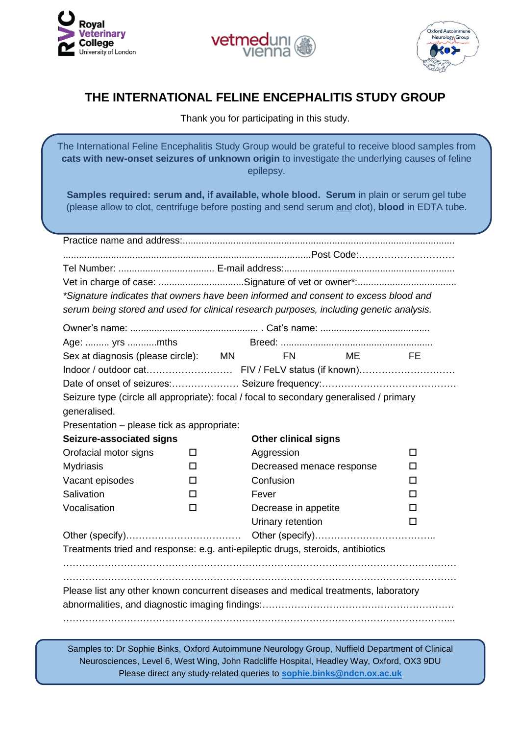# THE INTERNATIONAL FELINE ENCEPHALITIS STUDY GROUP

Thank you for participating in this study.

The International Feline Encephalitis Study Group would be grateful to receive blood samples from **cats with new-onset seizures of unknown origin** to investigate the underlying causes of feline epilepsy.

**Samples required: serum and, if available, whole blood. Serum** in plain or serum gel tube (please allow to clot, centrifuge before posting and send serum and clot), **blood** in EDTA tube.

Practice name and address:.....................................................................................................

.............................................................................................Post Code:…………………………

Tel Number: .................................... E-mail address:................................................................

Vet in charge of case: ................................Signature of vet or owner*:.....................................

*\*Signature indicates that owners have been informed and consent to excess blood and serum being stored and used for clinical research purposes, including genetic analysis.*

Owner's name: ................................................ . Cat's name: .........................................

Age: ......... yrs ...........mths Breed: .........................................................

Sex at diagnosis (please circle): MN FN ME FE

Indoor / outdoor cat……………………… FIV / FeLV status (if known)…………………………

Date of onset of seizures:………………… Seizure frequency:……………………………………

Seizure type (circle all appropriate): focal / focal to secondary generalised / primary generalised.

Presentation – please tick as appropriate:

| **Seizure-associated signs** | | **Other clinical signs** | |
|---|---|---|---|
| Orofacial motor signs | ☐ | Aggression | ☐ |
| Mydriasis | ☐ | Decreased menace response | ☐ |
| Vacant episodes | ☐ | Confusion | ☐ |
| Salivation | ☐ | Fever | ☐ |
| Vocalisation | ☐ | Decrease in appetite | ☐ |
| | | Urinary retention | ☐ |
| Other (specify)……………………………… | | Other (specify)……………………………….. | |

Treatments tried and response: e.g. anti-epileptic drugs, steroids, antibiotics

…………………………………………………………………………………………………………

…………………………………………………………………………………………………………

Please list any other known concurrent diseases and medical treatments, laboratory abnormalities, and diagnostic imaging findings:………………………………………………….

…………………………………………………………………………………………………………...

Samples to: Dr Sophie Binks, Oxford Autoimmune Neurology Group, Nuffield Department of Clinical Neurosciences, Level 6, West Wing, John Radcliffe Hospital, Headley Way, Oxford, OX3 9DU
Please direct any study-related queries to **sophie.binks@ndcn.ox.ac.uk**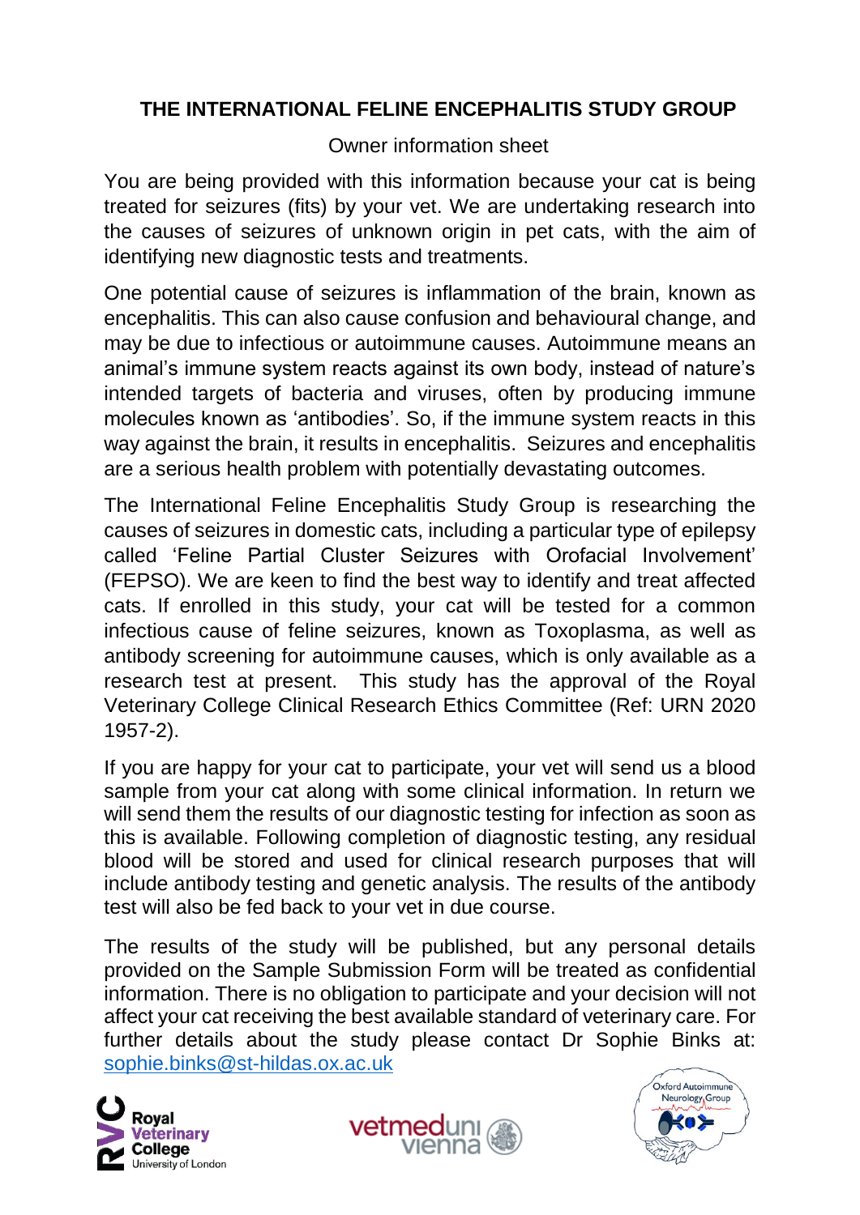## THE INTERNATIONAL FELINE ENCEPHALITIS STUDY GROUP

Owner information sheet

You are being provided with this information because your cat is being treated for seizures (fits) by your vet. We are undertaking research into the causes of seizures of unknown origin in pet cats, with the aim of identifying new diagnostic tests and treatments.

One potential cause of seizures is inflammation of the brain, known as encephalitis. This can also cause confusion and behavioural change, and may be due to infectious or autoimmune causes. Autoimmune means an animal's immune system reacts against its own body, instead of nature's intended targets of bacteria and viruses, often by producing immune molecules known as 'antibodies'. So, if the immune system reacts in this way against the brain, it results in encephalitis. Seizures and encephalitis are a serious health problem with potentially devastating outcomes.

The International Feline Encephalitis Study Group is researching the causes of seizures in domestic cats, including a particular type of epilepsy called 'Feline Partial Cluster Seizures with Orofacial Involvement' (FEPSO). We are keen to find the best way to identify and treat affected cats. If enrolled in this study, your cat will be tested for a common infectious cause of feline seizures, known as Toxoplasma, as well as antibody screening for autoimmune causes, which is only available as a research test at present. This study has the approval of the Royal Veterinary College Clinical Research Ethics Committee (Ref: URN 2020 1957-2).

If you are happy for your cat to participate, your vet will send us a blood sample from your cat along with some clinical information. In return we will send them the results of our diagnostic testing for infection as soon as this is available. Following completion of diagnostic testing, any residual blood will be stored and used for clinical research purposes that will include antibody testing and genetic analysis. The results of the antibody test will also be fed back to your vet in due course.

The results of the study will be published, but any personal details provided on the Sample Submission Form will be treated as confidential information. There is no obligation to participate and your decision will not affect your cat receiving the best available standard of veterinary care. For further details about the study please contact Dr Sophie Binks at: sophie.binks@st-hildas.ox.ac.uk

Royal Veterinary College University of London

vetmeduni vienna

Oxford Autoimmune Neurology Group